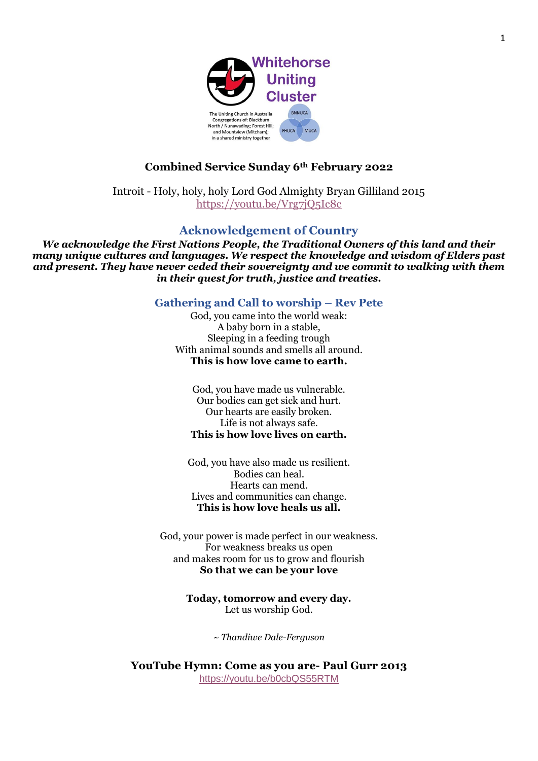# Whitehorse Uniting Cluster

The Uniting Church in Australia
Congregations of: Blackburn North / Nunawading; Forest Hill; and Mountview (Mitcham); in a shared ministry together

BNNUCA FHUCA MUCA

**Combined Service Sunday 6th February 2022**

Introit - Holy, holy, holy Lord God Almighty Bryan Gilliland 2015
https://youtu.be/Vrg7jQ5Ic8c

## Acknowledgement of Country

***We acknowledge the First Nations People, the Traditional Owners of this land and their many unique cultures and languages. We respect the knowledge and wisdom of Elders past and present. They have never ceded their sovereignty and we commit to walking with them in their quest for truth, justice and treaties.***

## Gathering and Call to worship – Rev Pete

God, you came into the world weak:
A baby born in a stable,
Sleeping in a feeding trough
With animal sounds and smells all around.
**This is how love came to earth.**

God, you have made us vulnerable.
Our bodies can get sick and hurt.
Our hearts are easily broken.
Life is not always safe.
**This is how love lives on earth.**

God, you have also made us resilient.
Bodies can heal.
Hearts can mend.
Lives and communities can change.
**This is how love heals us all.**

God, your power is made perfect in our weakness.
For weakness breaks us open
and makes room for us to grow and flourish
**So that we can be your love**

**Today, tomorrow and every day.**
Let us worship God.

*~ Thandiwe Dale-Ferguson*

**YouTube Hymn: Come as you are- Paul Gurr 2013**
https://youtu.be/b0cbQS55RTM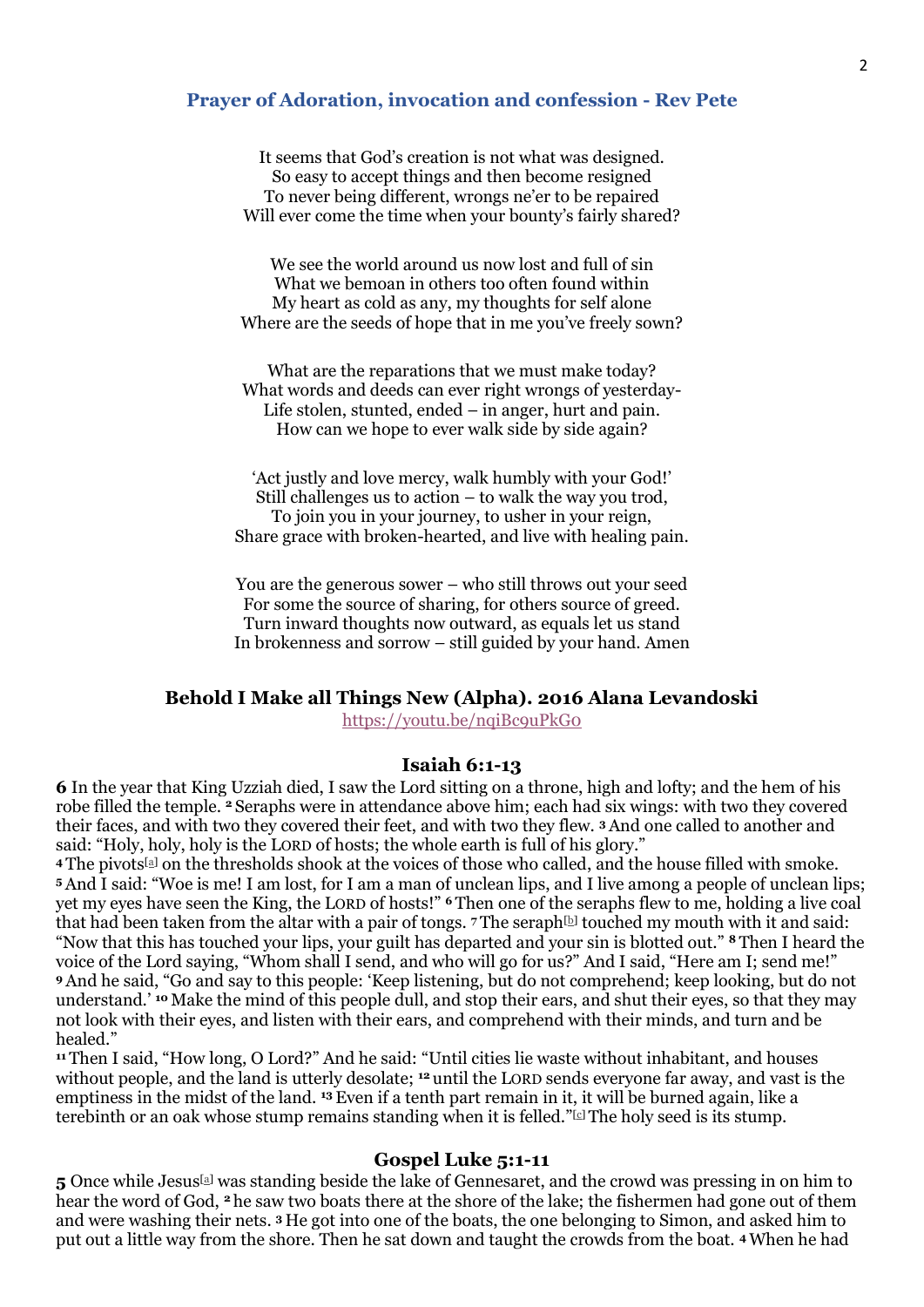## Prayer of Adoration, invocation and confession - Rev Pete

It seems that God's creation is not what was designed.
So easy to accept things and then become resigned
To never being different, wrongs ne'er to be repaired
Will ever come the time when your bounty's fairly shared?

We see the world around us now lost and full of sin
What we bemoan in others too often found within
My heart as cold as any, my thoughts for self alone
Where are the seeds of hope that in me you've freely sown?

What are the reparations that we must make today?
What words and deeds can ever right wrongs of yesterday-
Life stolen, stunted, ended – in anger, hurt and pain.
How can we hope to ever walk side by side again?

'Act justly and love mercy, walk humbly with your God!'
Still challenges us to action – to walk the way you trod,
To join you in your journey, to usher in your reign,
Share grace with broken-hearted, and live with healing pain.

You are the generous sower – who still throws out your seed
For some the source of sharing, for others source of greed.
Turn inward thoughts now outward, as equals let us stand
In brokenness and sorrow – still guided by your hand. Amen

### Behold I Make all Things New (Alpha). 2016 Alana Levandoski

https://youtu.be/nqiBc9uPkG0

### Isaiah 6:1-13

**6** In the year that King Uzziah died, I saw the Lord sitting on a throne, high and lofty; and the hem of his robe filled the temple. **2** Seraphs were in attendance above him; each had six wings: with two they covered their faces, and with two they covered their feet, and with two they flew. **3** And one called to another and said: "Holy, holy, holy is the LORD of hosts; the whole earth is full of his glory."
**4** The pivots[a] on the thresholds shook at the voices of those who called, and the house filled with smoke. **5** And I said: "Woe is me! I am lost, for I am a man of unclean lips, and I live among a people of unclean lips; yet my eyes have seen the King, the LORD of hosts!" **6** Then one of the seraphs flew to me, holding a live coal that had been taken from the altar with a pair of tongs. **7** The seraph[b] touched my mouth with it and said: "Now that this has touched your lips, your guilt has departed and your sin is blotted out." **8** Then I heard the voice of the Lord saying, "Whom shall I send, and who will go for us?" And I said, "Here am I; send me!" **9** And he said, "Go and say to this people: 'Keep listening, but do not comprehend; keep looking, but do not understand.' **10** Make the mind of this people dull, and stop their ears, and shut their eyes, so that they may not look with their eyes, and listen with their ears, and comprehend with their minds, and turn and be healed."
**11** Then I said, "How long, O Lord?" And he said: "Until cities lie waste without inhabitant, and houses without people, and the land is utterly desolate; **12** until the LORD sends everyone far away, and vast is the emptiness in the midst of the land. **13** Even if a tenth part remain in it, it will be burned again, like a terebinth or an oak whose stump remains standing when it is felled."[c] The holy seed is its stump.

### Gospel Luke 5:1-11

**5** Once while Jesus[a] was standing beside the lake of Gennesaret, and the crowd was pressing in on him to hear the word of God, **2** he saw two boats there at the shore of the lake; the fishermen had gone out of them and were washing their nets. **3** He got into one of the boats, the one belonging to Simon, and asked him to put out a little way from the shore. Then he sat down and taught the crowds from the boat. **4** When he had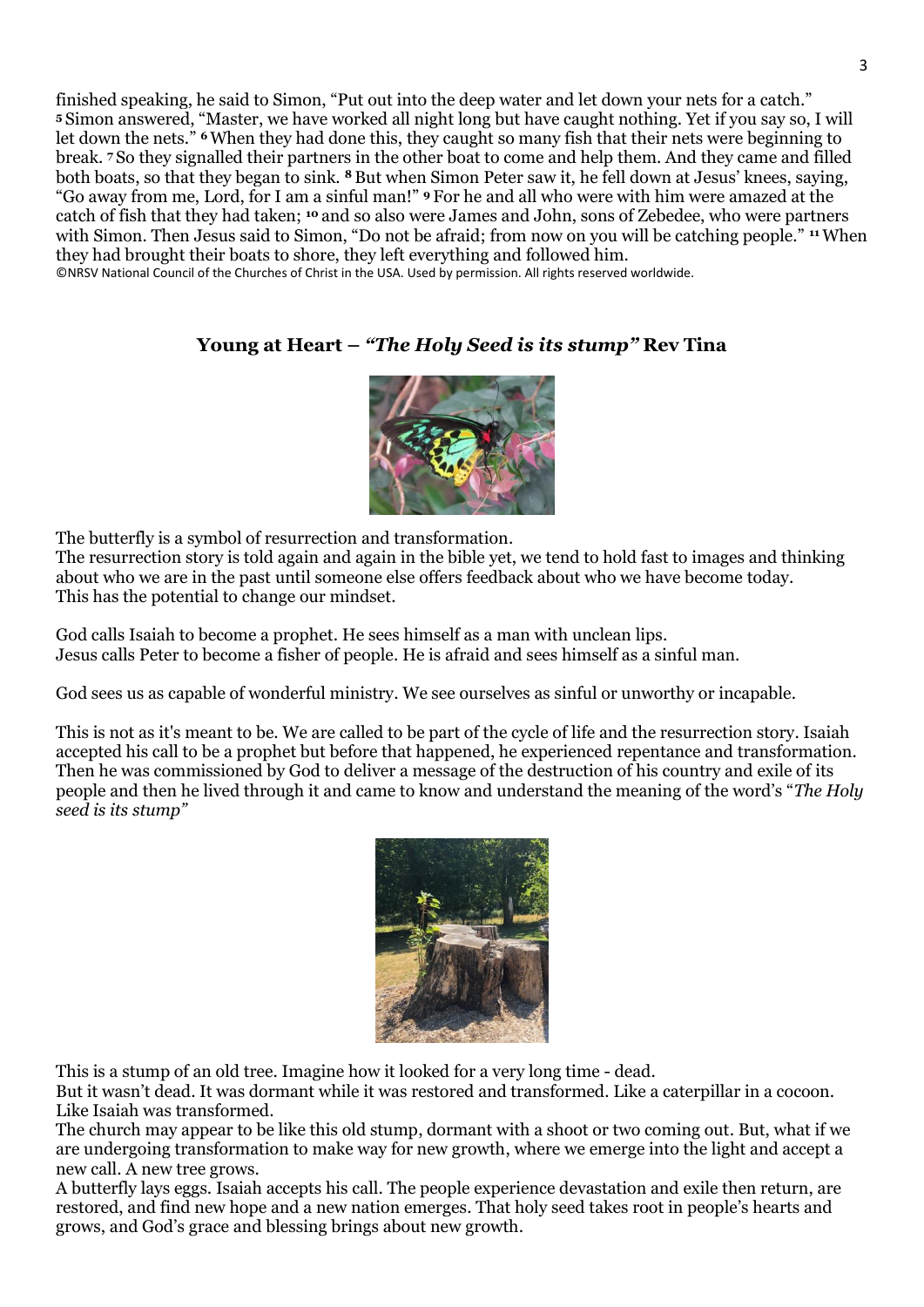finished speaking, he said to Simon, "Put out into the deep water and let down your nets for a catch." **5** Simon answered, "Master, we have worked all night long but have caught nothing. Yet if you say so, I will let down the nets." **6** When they had done this, they caught so many fish that their nets were beginning to break. **7** So they signalled their partners in the other boat to come and help them. And they came and filled both boats, so that they began to sink. **8** But when Simon Peter saw it, he fell down at Jesus' knees, saying, "Go away from me, Lord, for I am a sinful man!" **9** For he and all who were with him were amazed at the catch of fish that they had taken; **10** and so also were James and John, sons of Zebedee, who were partners with Simon. Then Jesus said to Simon, "Do not be afraid; from now on you will be catching people." **11** When they had brought their boats to shore, they left everything and followed him.

©NRSV National Council of the Churches of Christ in the USA. Used by permission. All rights reserved worldwide.

## Young at Heart – *"The Holy Seed is its stump"* Rev Tina

The butterfly is a symbol of resurrection and transformation.
The resurrection story is told again and again in the bible yet, we tend to hold fast to images and thinking about who we are in the past until someone else offers feedback about who we have become today.
This has the potential to change our mindset.

God calls Isaiah to become a prophet. He sees himself as a man with unclean lips.
Jesus calls Peter to become a fisher of people. He is afraid and sees himself as a sinful man.

God sees us as capable of wonderful ministry. We see ourselves as sinful or unworthy or incapable.

This is not as it's meant to be. We are called to be part of the cycle of life and the resurrection story. Isaiah accepted his call to be a prophet but before that happened, he experienced repentance and transformation. Then he was commissioned by God to deliver a message of the destruction of his country and exile of its people and then he lived through it and came to know and understand the meaning of the word's "*The Holy seed is its stump"*

This is a stump of an old tree. Imagine how it looked for a very long time - dead.
But it wasn't dead. It was dormant while it was restored and transformed. Like a caterpillar in a cocoon. Like Isaiah was transformed.
The church may appear to be like this old stump, dormant with a shoot or two coming out. But, what if we are undergoing transformation to make way for new growth, where we emerge into the light and accept a new call. A new tree grows.
A butterfly lays eggs. Isaiah accepts his call. The people experience devastation and exile then return, are restored, and find new hope and a new nation emerges. That holy seed takes root in people's hearts and grows, and God's grace and blessing brings about new growth.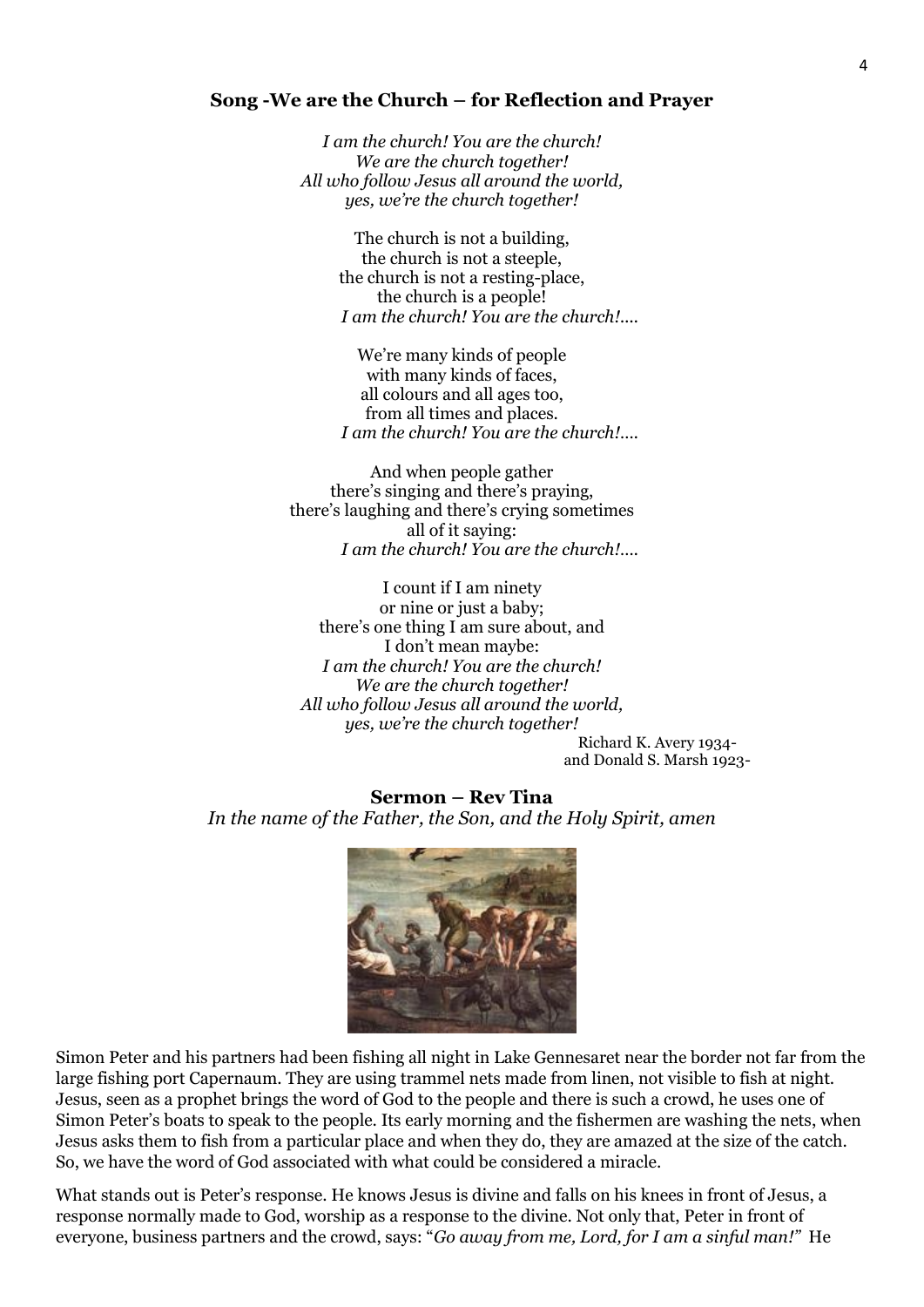**Song -We are the Church – for Reflection and Prayer**

*I am the church! You are the church!*
*We are the church together!*
*All who follow Jesus all around the world,*
*yes, we're the church together!*

The church is not a building,
the church is not a steeple,
the church is not a resting-place,
the church is a people!
*I am the church! You are the church!....*

We're many kinds of people
with many kinds of faces,
all colours and all ages too,
from all times and places.
*I am the church! You are the church!....*

And when people gather
there's singing and there's praying,
there's laughing and there's crying sometimes
all of it saying:
*I am the church! You are the church!....*

I count if I am ninety
or nine or just a baby;
there's one thing I am sure about, and
I don't mean maybe:
*I am the church! You are the church!*
*We are the church together!*
*All who follow Jesus all around the world,*
*yes, we're the church together!*

Richard K. Avery 1934-
and Donald S. Marsh 1923-

**Sermon – Rev Tina**

*In the name of the Father, the Son, and the Holy Spirit, amen*

Simon Peter and his partners had been fishing all night in Lake Gennesaret near the border not far from the large fishing port Capernaum. They are using trammel nets made from linen, not visible to fish at night. Jesus, seen as a prophet brings the word of God to the people and there is such a crowd, he uses one of Simon Peter's boats to speak to the people. Its early morning and the fishermen are washing the nets, when Jesus asks them to fish from a particular place and when they do, they are amazed at the size of the catch. So, we have the word of God associated with what could be considered a miracle.

What stands out is Peter's response. He knows Jesus is divine and falls on his knees in front of Jesus, a response normally made to God, worship as a response to the divine. Not only that, Peter in front of everyone, business partners and the crowd, says: "*Go away from me, Lord, for I am a sinful man!*" He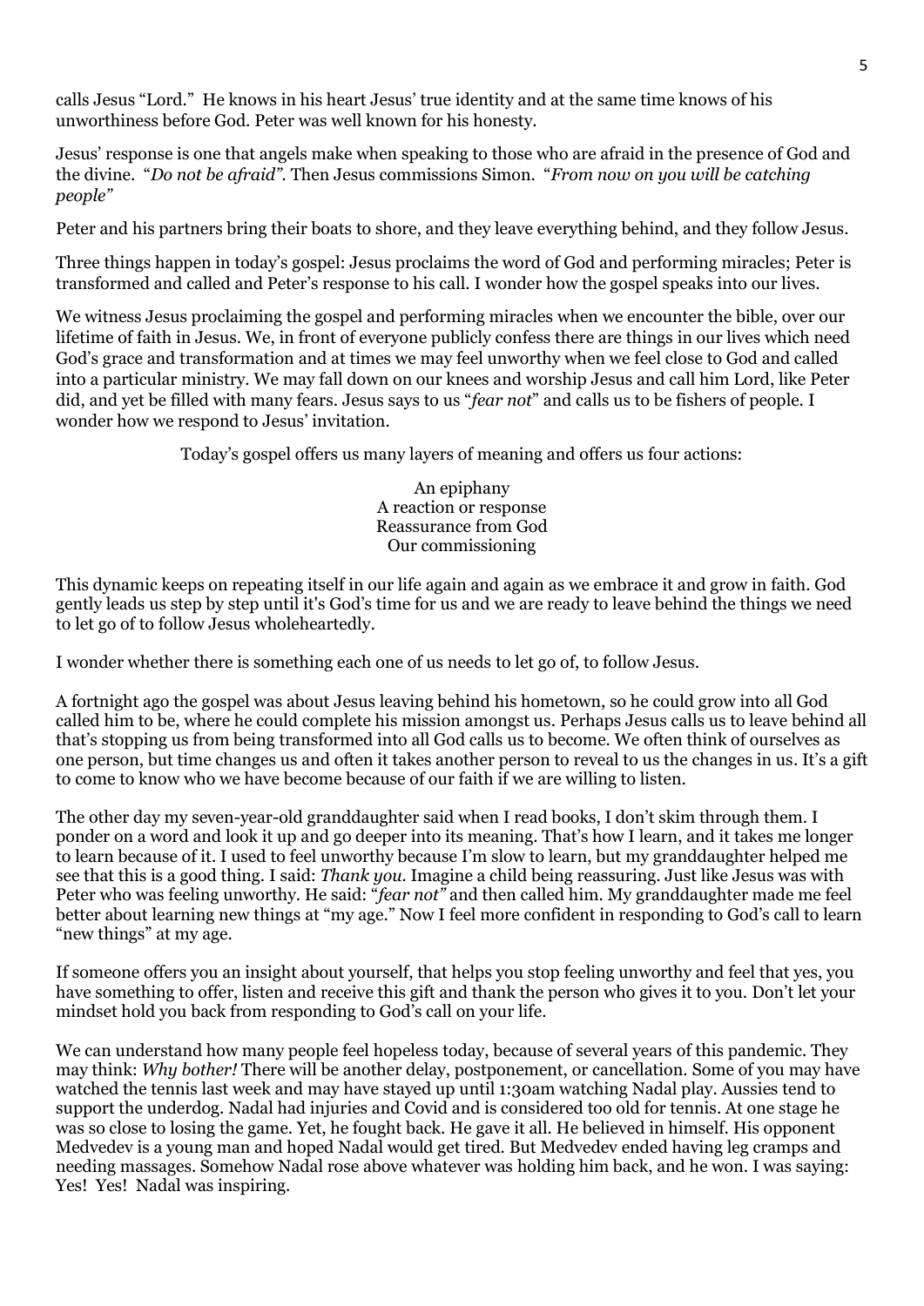calls Jesus "Lord." He knows in his heart Jesus' true identity and at the same time knows of his unworthiness before God. Peter was well known for his honesty.

Jesus' response is one that angels make when speaking to those who are afraid in the presence of God and the divine. "*Do not be afraid*". Then Jesus commissions Simon. "*From now on you will be catching people*"

Peter and his partners bring their boats to shore, and they leave everything behind, and they follow Jesus.

Three things happen in today's gospel: Jesus proclaims the word of God and performing miracles; Peter is transformed and called and Peter's response to his call. I wonder how the gospel speaks into our lives.

We witness Jesus proclaiming the gospel and performing miracles when we encounter the bible, over our lifetime of faith in Jesus. We, in front of everyone publicly confess there are things in our lives which need God's grace and transformation and at times we may feel unworthy when we feel close to God and called into a particular ministry. We may fall down on our knees and worship Jesus and call him Lord, like Peter did, and yet be filled with many fears. Jesus says to us "*fear not*" and calls us to be fishers of people. I wonder how we respond to Jesus' invitation.

Today's gospel offers us many layers of meaning and offers us four actions:

An epiphany
A reaction or response
Reassurance from God
Our commissioning

This dynamic keeps on repeating itself in our life again and again as we embrace it and grow in faith. God gently leads us step by step until it's God's time for us and we are ready to leave behind the things we need to let go of to follow Jesus wholeheartedly.

I wonder whether there is something each one of us needs to let go of, to follow Jesus.

A fortnight ago the gospel was about Jesus leaving behind his hometown, so he could grow into all God called him to be, where he could complete his mission amongst us. Perhaps Jesus calls us to leave behind all that's stopping us from being transformed into all God calls us to become. We often think of ourselves as one person, but time changes us and often it takes another person to reveal to us the changes in us. It's a gift to come to know who we have become because of our faith if we are willing to listen.

The other day my seven-year-old granddaughter said when I read books, I don't skim through them. I ponder on a word and look it up and go deeper into its meaning. That's how I learn, and it takes me longer to learn because of it. I used to feel unworthy because I'm slow to learn, but my granddaughter helped me see that this is a good thing. I said: *Thank you.* Imagine a child being reassuring. Just like Jesus was with Peter who was feeling unworthy. He said: "*fear not"* and then called him. My granddaughter made me feel better about learning new things at "my age." Now I feel more confident in responding to God's call to learn "new things" at my age.

If someone offers you an insight about yourself, that helps you stop feeling unworthy and feel that yes, you have something to offer, listen and receive this gift and thank the person who gives it to you. Don't let your mindset hold you back from responding to God's call on your life.

We can understand how many people feel hopeless today, because of several years of this pandemic. They may think: *Why bother!* There will be another delay, postponement, or cancellation. Some of you may have watched the tennis last week and may have stayed up until 1:30am watching Nadal play. Aussies tend to support the underdog. Nadal had injuries and Covid and is considered too old for tennis. At one stage he was so close to losing the game. Yet, he fought back. He gave it all. He believed in himself. His opponent Medvedev is a young man and hoped Nadal would get tired. But Medvedev ended having leg cramps and needing massages. Somehow Nadal rose above whatever was holding him back, and he won. I was saying: Yes! Yes! Nadal was inspiring.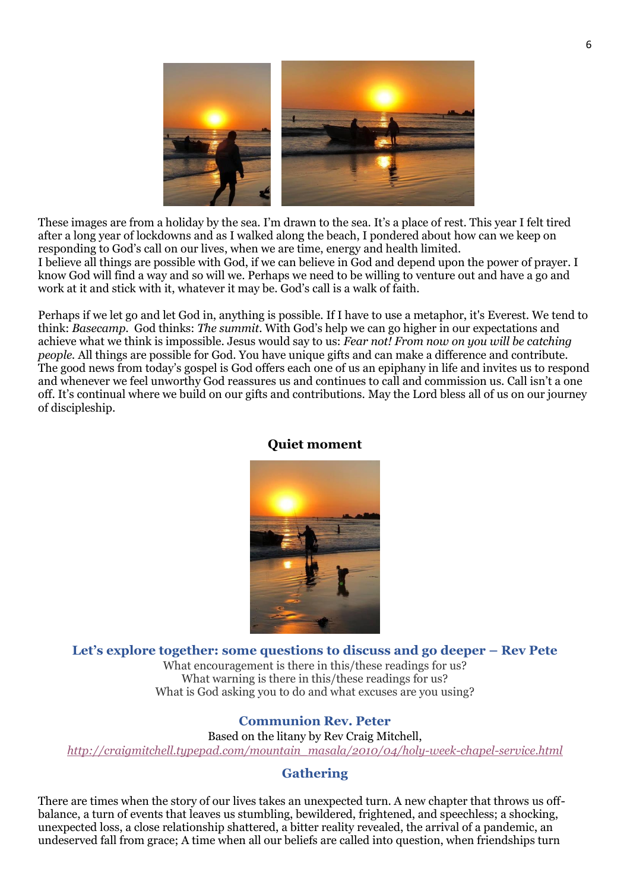These images are from a holiday by the sea. I'm drawn to the sea. It's a place of rest. This year I felt tired after a long year of lockdowns and as I walked along the beach, I pondered about how can we keep on responding to God's call on our lives, when we are time, energy and health limited.
I believe all things are possible with God, if we can believe in God and depend upon the power of prayer. I know God will find a way and so will we. Perhaps we need to be willing to venture out and have a go and work at it and stick with it, whatever it may be. God's call is a walk of faith.

Perhaps if we let go and let God in, anything is possible. If I have to use a metaphor, it's Everest. We tend to think: *Basecamp*. God thinks: *The summit*. With God's help we can go higher in our expectations and achieve what we think is impossible. Jesus would say to us: *Fear not! From now on you will be catching people.* All things are possible for God. You have unique gifts and can make a difference and contribute. The good news from today's gospel is God offers each one of us an epiphany in life and invites us to respond and whenever we feel unworthy God reassures us and continues to call and commission us. Call isn't a one off. It's continual where we build on our gifts and contributions. May the Lord bless all of us on our journey of discipleship.

## Quiet moment

## Let's explore together: some questions to discuss and go deeper – Rev Pete

What encouragement is there in this/these readings for us?
What warning is there in this/these readings for us?
What is God asking you to do and what excuses are you using?

## Communion Rev. Peter

Based on the litany by Rev Craig Mitchell,
*http://craigmitchell.typepad.com/mountain_masala/2010/04/holy-week-chapel-service.html*

## Gathering

There are times when the story of our lives takes an unexpected turn. A new chapter that throws us off-balance, a turn of events that leaves us stumbling, bewildered, frightened, and speechless; a shocking, unexpected loss, a close relationship shattered, a bitter reality revealed, the arrival of a pandemic, an undeserved fall from grace; A time when all our beliefs are called into question, when friendships turn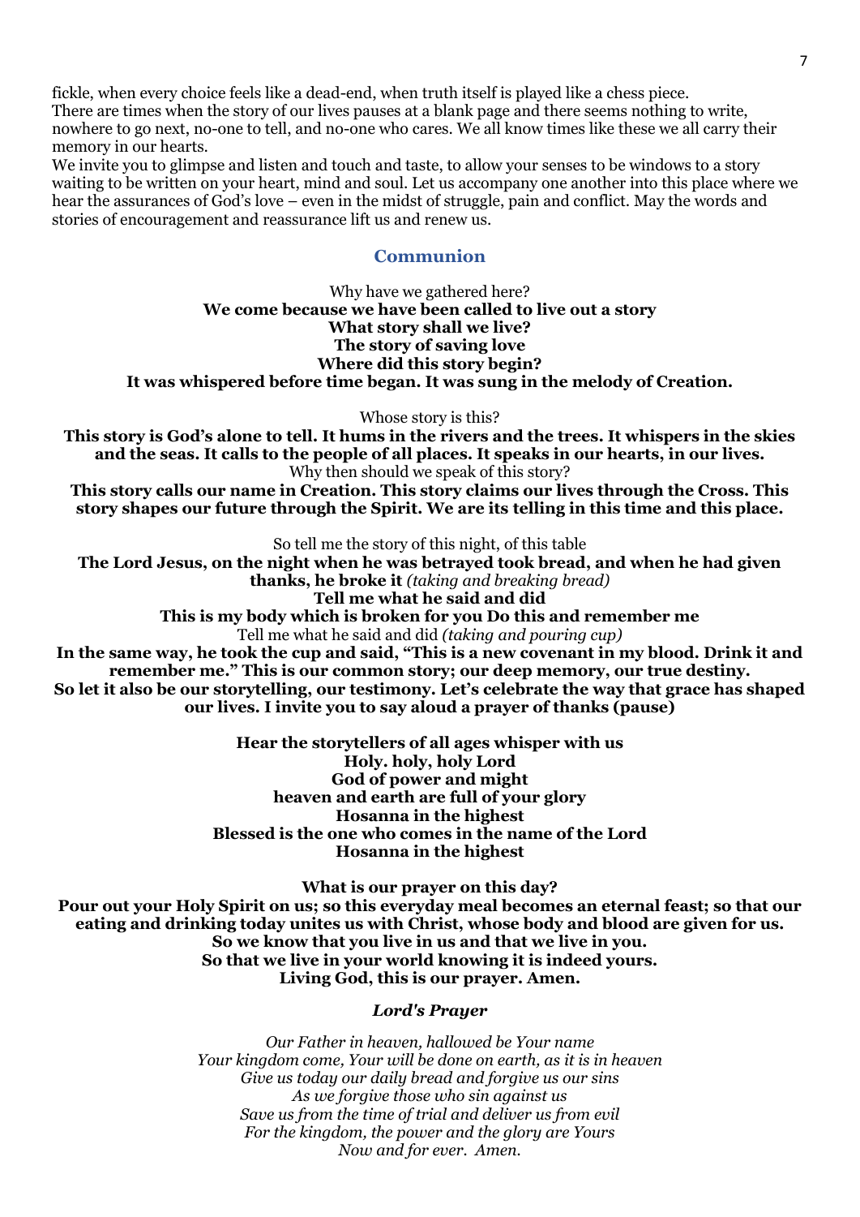fickle, when every choice feels like a dead-end, when truth itself is played like a chess piece.
There are times when the story of our lives pauses at a blank page and there seems nothing to write, nowhere to go next, no-one to tell, and no-one who cares. We all know times like these we all carry their memory in our hearts.
We invite you to glimpse and listen and touch and taste, to allow your senses to be windows to a story waiting to be written on your heart, mind and soul. Let us accompany one another into this place where we hear the assurances of God's love – even in the midst of struggle, pain and conflict. May the words and stories of encouragement and reassurance lift us and renew us.

## Communion

Why have we gathered here?
**We come because we have been called to live out a story**
**What story shall we live?**
**The story of saving love**
**Where did this story begin?**
**It was whispered before time began. It was sung in the melody of Creation.**

Whose story is this?
**This story is God's alone to tell. It hums in the rivers and the trees. It whispers in the skies and the seas. It calls to the people of all places. It speaks in our hearts, in our lives.**
Why then should we speak of this story?
**This story calls our name in Creation. This story claims our lives through the Cross. This story shapes our future through the Spirit. We are its telling in this time and this place.**

So tell me the story of this night, of this table
**The Lord Jesus, on the night when he was betrayed took bread, and when he had given thanks, he broke it** *(taking and breaking bread)*
**Tell me what he said and did**
**This is my body which is broken for you Do this and remember me**
Tell me what he said and did *(taking and pouring cup)*
**In the same way, he took the cup and said, "This is a new covenant in my blood. Drink it and remember me." This is our common story; our deep memory, our true destiny.**
**So let it also be our storytelling, our testimony. Let's celebrate the way that grace has shaped our lives. I invite you to say aloud a prayer of thanks (pause)**

**Hear the storytellers of all ages whisper with us**
**Holy. holy, holy Lord**
**God of power and might**
**heaven and earth are full of your glory**
**Hosanna in the highest**
**Blessed is the one who comes in the name of the Lord**
**Hosanna in the highest**

**What is our prayer on this day?**
**Pour out your Holy Spirit on us; so this everyday meal becomes an eternal feast; so that our eating and drinking today unites us with Christ, whose body and blood are given for us.**
**So we know that you live in us and that we live in you.**
**So that we live in your world knowing it is indeed yours.**
**Living God, this is our prayer. Amen.**

### *Lord's Prayer*

*Our Father in heaven, hallowed be Your name*
*Your kingdom come, Your will be done on earth, as it is in heaven*
*Give us today our daily bread and forgive us our sins*
*As we forgive those who sin against us*
*Save us from the time of trial and deliver us from evil*
*For the kingdom, the power and the glory are Yours*
*Now and for ever. Amen.*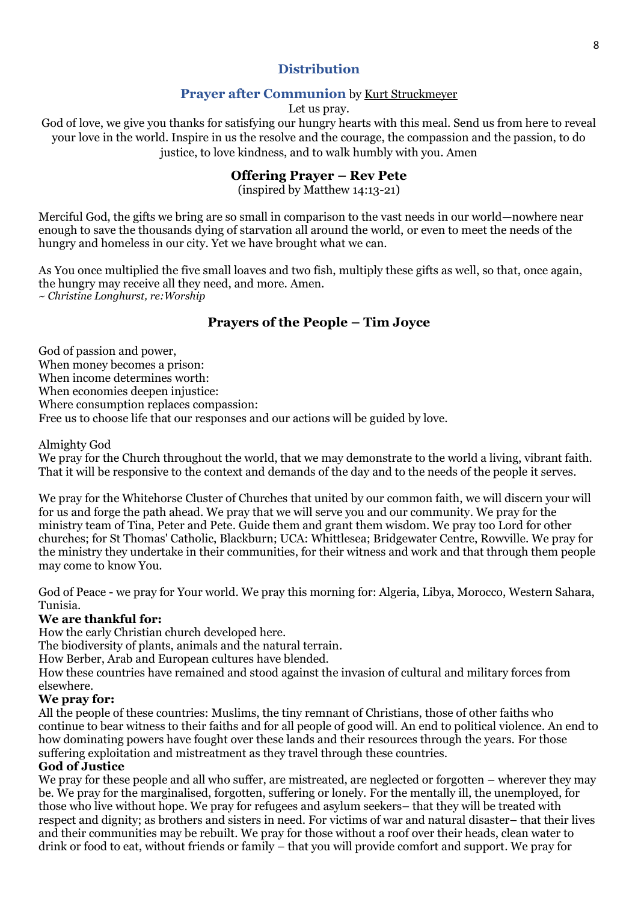## Distribution

### Prayer after Communion by Kurt Struckmeyer

Let us pray.

God of love, we give you thanks for satisfying our hungry hearts with this meal. Send us from here to reveal your love in the world. Inspire in us the resolve and the courage, the compassion and the passion, to do justice, to love kindness, and to walk humbly with you. Amen

### Offering Prayer – Rev Pete

(inspired by Matthew 14:13-21)

Merciful God, the gifts we bring are so small in comparison to the vast needs in our world—nowhere near enough to save the thousands dying of starvation all around the world, or even to meet the needs of the hungry and homeless in our city. Yet we have brought what we can.

As You once multiplied the five small loaves and two fish, multiply these gifts as well, so that, once again, the hungry may receive all they need, and more. Amen.
*~ Christine Longhurst, re:Worship*

### Prayers of the People – Tim Joyce

God of passion and power,
When money becomes a prison:
When income determines worth:
When economies deepen injustice:
Where consumption replaces compassion:
Free us to choose life that our responses and our actions will be guided by love.

Almighty God
We pray for the Church throughout the world, that we may demonstrate to the world a living, vibrant faith. That it will be responsive to the context and demands of the day and to the needs of the people it serves.

We pray for the Whitehorse Cluster of Churches that united by our common faith, we will discern your will for us and forge the path ahead. We pray that we will serve you and our community. We pray for the ministry team of Tina, Peter and Pete. Guide them and grant them wisdom. We pray too Lord for other churches; for St Thomas' Catholic, Blackburn; UCA: Whittlesea; Bridgewater Centre, Rowville. We pray for the ministry they undertake in their communities, for their witness and work and that through them people may come to know You.

God of Peace - we pray for Your world. We pray this morning for: Algeria, Libya, Morocco, Western Sahara, Tunisia.

**We are thankful for:**

How the early Christian church developed here.
The biodiversity of plants, animals and the natural terrain.
How Berber, Arab and European cultures have blended.
How these countries have remained and stood against the invasion of cultural and military forces from elsewhere.

**We pray for:**

All the people of these countries: Muslims, the tiny remnant of Christians, those of other faiths who continue to bear witness to their faiths and for all people of good will. An end to political violence. An end to how dominating powers have fought over these lands and their resources through the years. For those suffering exploitation and mistreatment as they travel through these countries.

**God of Justice**

We pray for these people and all who suffer, are mistreated, are neglected or forgotten – wherever they may be. We pray for the marginalised, forgotten, suffering or lonely. For the mentally ill, the unemployed, for those who live without hope. We pray for refugees and asylum seekers– that they will be treated with respect and dignity; as brothers and sisters in need. For victims of war and natural disaster– that their lives and their communities may be rebuilt. We pray for those without a roof over their heads, clean water to drink or food to eat, without friends or family – that you will provide comfort and support. We pray for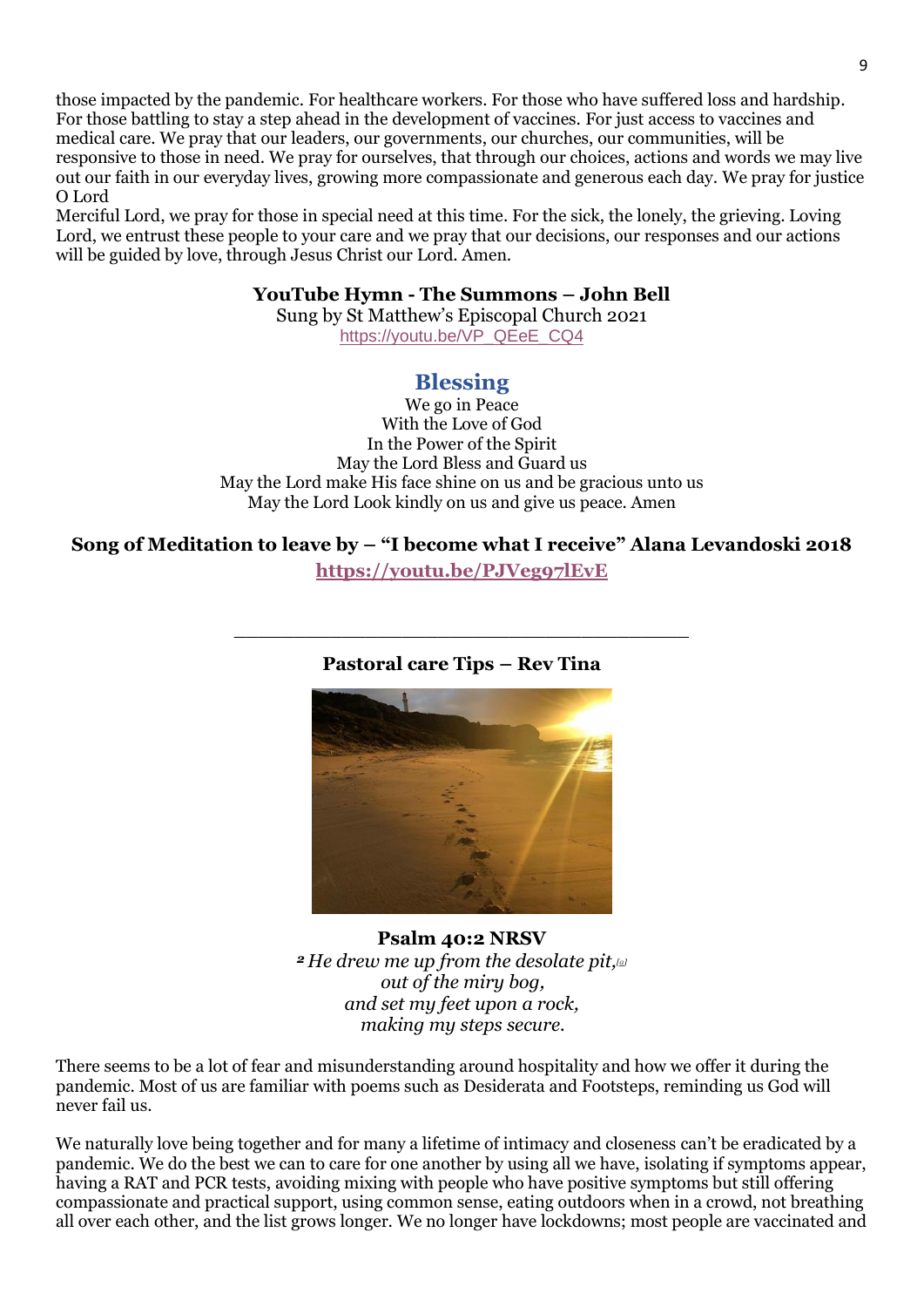those impacted by the pandemic. For healthcare workers. For those who have suffered loss and hardship. For those battling to stay a step ahead in the development of vaccines. For just access to vaccines and medical care. We pray that our leaders, our governments, our churches, our communities, will be responsive to those in need. We pray for ourselves, that through our choices, actions and words we may live out our faith in our everyday lives, growing more compassionate and generous each day. We pray for justice O Lord

Merciful Lord, we pray for those in special need at this time. For the sick, the lonely, the grieving. Loving Lord, we entrust these people to your care and we pray that our decisions, our responses and our actions will be guided by love, through Jesus Christ our Lord. Amen.

**YouTube Hymn - The Summons – John Bell**

Sung by St Matthew's Episcopal Church 2021

https://youtu.be/VP_QEeE_CQ4

## Blessing

We go in Peace
With the Love of God
In the Power of the Spirit
May the Lord Bless and Guard us
May the Lord make His face shine on us and be gracious unto us
May the Lord Look kindly on us and give us peace. Amen

**Song of Meditation to leave by – "I become what I receive" Alana Levandoski 2018**

**https://youtu.be/PJVeg97lEvE**

---

**Pastoral care Tips – Rev Tina**

**Psalm 40:2 NRSV**

*[2] He drew me up from the desolate pit,[a]*
*out of the miry bog,*
*and set my feet upon a rock,*
*making my steps secure.*

There seems to be a lot of fear and misunderstanding around hospitality and how we offer it during the pandemic. Most of us are familiar with poems such as Desiderata and Footsteps, reminding us God will never fail us.

We naturally love being together and for many a lifetime of intimacy and closeness can't be eradicated by a pandemic. We do the best we can to care for one another by using all we have, isolating if symptoms appear, having a RAT and PCR tests, avoiding mixing with people who have positive symptoms but still offering compassionate and practical support, using common sense, eating outdoors when in a crowd, not breathing all over each other, and the list grows longer. We no longer have lockdowns; most people are vaccinated and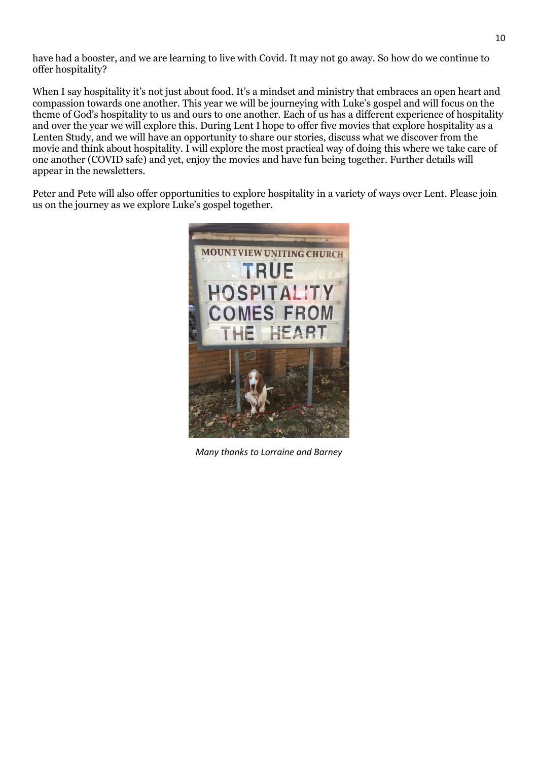have had a booster, and we are learning to live with Covid. It may not go away. So how do we continue to offer hospitality?

When I say hospitality it's not just about food. It's a mindset and ministry that embraces an open heart and compassion towards one another. This year we will be journeying with Luke's gospel and will focus on the theme of God's hospitality to us and ours to one another. Each of us has a different experience of hospitality and over the year we will explore this. During Lent I hope to offer five movies that explore hospitality as a Lenten Study, and we will have an opportunity to share our stories, discuss what we discover from the movie and think about hospitality. I will explore the most practical way of doing this where we take care of one another (COVID safe) and yet, enjoy the movies and have fun being together. Further details will appear in the newsletters.

Peter and Pete will also offer opportunities to explore hospitality in a variety of ways over Lent. Please join us on the journey as we explore Luke's gospel together.

*Many thanks to Lorraine and Barney*